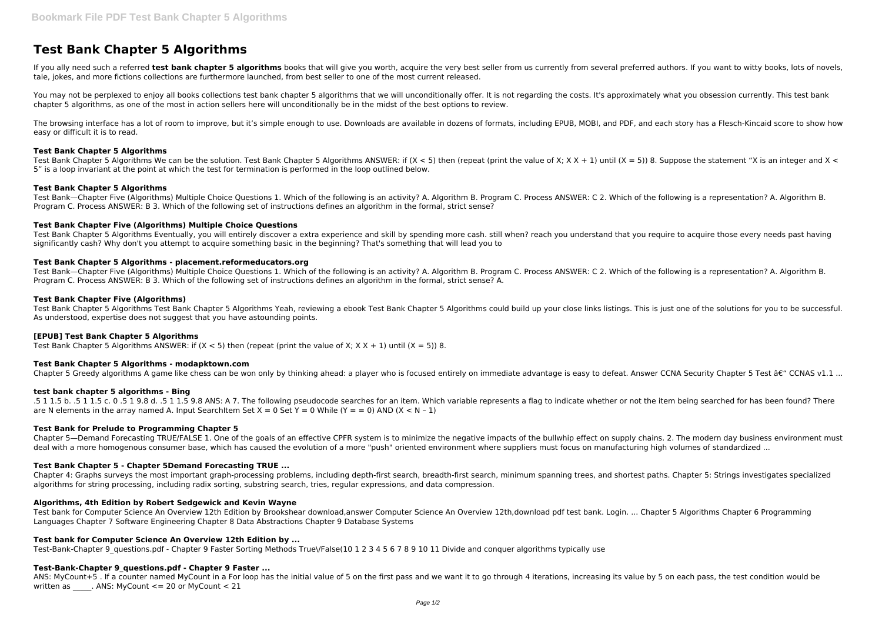# Test Bank Chapter 5 Algorithms

If you ally need such a referred **test bank chapter 5 algorithms** books that will give you worth, acquire the very best seller from us currently from several preferred authors. If you want to witty books, lots of novels, tale, jokes, and more fictions collections are furthermore launched, from best seller to one of the most current released.

You may not be perplexed to enjoy all books collections test bank chapter 5 algorithms that we will unconditionally offer. It is not regarding the costs. It's approximately what you obsession currently. This test bank chapter 5 algorithms, as one of the most in action sellers here will unconditionally be in the midst of the best options to review.

The browsing interface has a lot of room to improve, but it's simple enough to use. Downloads are available in dozens of formats, including EPUB, MOBI, and PDF, and each story has a Flesch-Kincaid score to show how easy or difficult it is to read.

### Test Bank Chapter 5 Algorithms

Test Bank Chapter 5 Algorithms We can be the solution. Test Bank Chapter 5 Algorithms ANSWER: if (X < 5) then (repeat (print the value of X; X X + 1) until (X = 5)) 8. Suppose the statement "X is an integer and X < 5" is a loop invariant at the point at which the test for termination is performed in the loop outlined below.

### Test Bank Chapter 5 Algorithms

Test Bank—Chapter Five (Algorithms) Multiple Choice Questions 1. Which of the following is an activity? A. Algorithm B. Program C. Process ANSWER: C 2. Which of the following is a representation? A. Algorithm B. Program C. Process ANSWER: B 3. Which of the following set of instructions defines an algorithm in the formal, strict sense?

### Test Bank Chapter Five (Algorithms) Multiple Choice Questions

Test Bank Chapter 5 Algorithms Eventually, you will entirely discover a extra experience and skill by spending more cash. still when? reach you understand that you require to acquire those every needs past having significantly cash? Why don't you attempt to acquire something basic in the beginning? That's something that will lead you to

### Test Bank Chapter 5 Algorithms - placement.reformeducators.org

Test Bank—Chapter Five (Algorithms) Multiple Choice Questions 1. Which of the following is an activity? A. Algorithm B. Program C. Process ANSWER: C 2. Which of the following is a representation? A. Algorithm B. Program C. Process ANSWER: B 3. Which of the following set of instructions defines an algorithm in the formal, strict sense? A.

### Test Bank Chapter Five (Algorithms)

Test Bank Chapter 5 Algorithms Test Bank Chapter 5 Algorithms Yeah, reviewing a ebook Test Bank Chapter 5 Algorithms could build up your close links listings. This is just one of the solutions for you to be successful. As understood, expertise does not suggest that you have astounding points.

### [EPUB] Test Bank Chapter 5 Algorithms

Test Bank Chapter 5 Algorithms ANSWER: if (X < 5) then (repeat (print the value of X; X X + 1) until (X = 5)) 8.

### Test Bank Chapter 5 Algorithms - modapktown.com

Chapter 5 Greedy algorithms A game like chess can be won only by thinking ahead: a player who is focused entirely on immediate advantage is easy to defeat. Answer CCNA Security Chapter 5 Test â€" CCNAS v1.1 ...

### test bank chapter 5 algorithms - Bing

.5 1 1.5 b. .5 1 1.5 c. 0 .5 1 9.8 d. .5 1 1.5 9.8 ANS: A 7. The following pseudocode searches for an item. Which variable represents a flag to indicate whether or not the item being searched for has been found? There are N elements in the array named A. Input SearchItem Set X = 0 Set Y = 0 While (Y = = 0) AND (X < N – 1)

### Test Bank for Prelude to Programming Chapter 5

Chapter 5—Demand Forecasting TRUE/FALSE 1. One of the goals of an effective CPFR system is to minimize the negative impacts of the bullwhip effect on supply chains. 2. The modern day business environment must deal with a more homogenous consumer base, which has caused the evolution of a more "push" oriented environment where suppliers must focus on manufacturing high volumes of standardized ...

### Test Bank Chapter 5 - Chapter 5Demand Forecasting TRUE ...

Chapter 4: Graphs surveys the most important graph-processing problems, including depth-first search, breadth-first search, minimum spanning trees, and shortest paths. Chapter 5: Strings investigates specialized algorithms for string processing, including radix sorting, substring search, tries, regular expressions, and data compression.

### Algorithms, 4th Edition by Robert Sedgewick and Kevin Wayne

Test bank for Computer Science An Overview 12th Edition by Brookshear download,answer Computer Science An Overview 12th,download pdf test bank. Login. ... Chapter 5 Algorithms Chapter 6 Programming Languages Chapter 7 Software Engineering Chapter 8 Data Abstractions Chapter 9 Database Systems

### Test bank for Computer Science An Overview 12th Edition by ...

Test-Bank-Chapter 9_questions.pdf - Chapter 9 Faster Sorting Methods True\/False(10 1 2 3 4 5 6 7 8 9 10 11 Divide and conquer algorithms typically use

### Test-Bank-Chapter 9_questions.pdf - Chapter 9 Faster ...

ANS: MyCount+5 . If a counter named MyCount in a For loop has the initial value of 5 on the first pass and we want it to go through 4 iterations, increasing its value by 5 on each pass, the test condition would be written as _____. ANS: MyCount <= 20 or MyCount < 21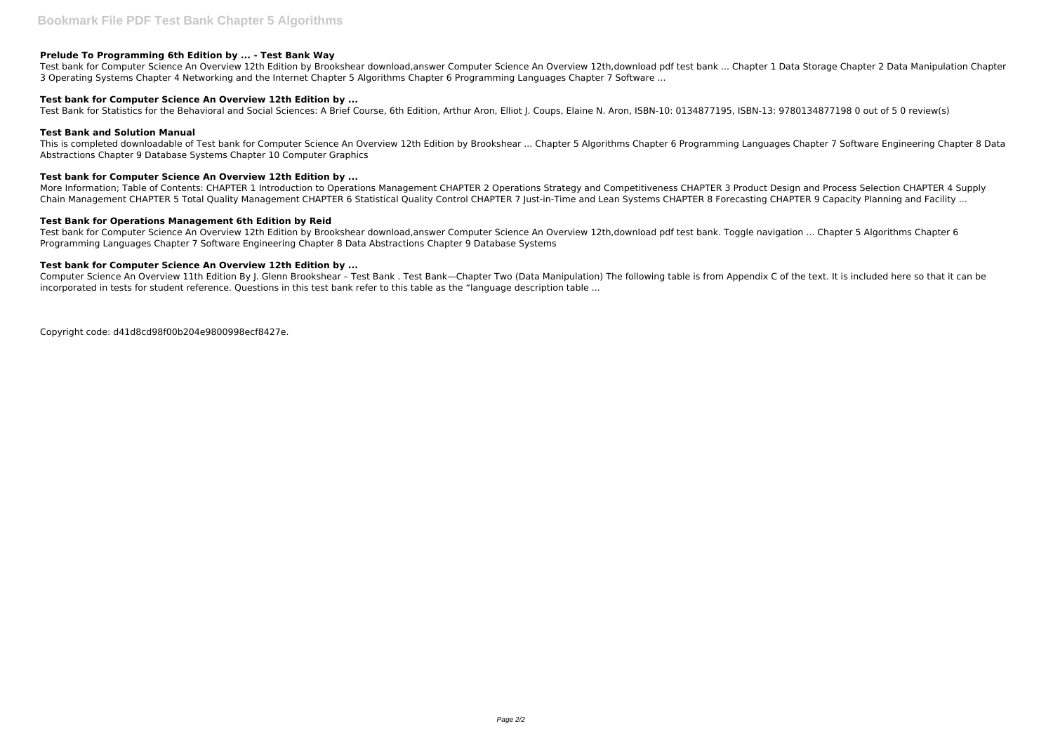### Prelude To Programming 6th Edition by ... - Test Bank Way

Test bank for Computer Science An Overview 12th Edition by Brookshear download,answer Computer Science An Overview 12th,download pdf test bank ... Chapter 1 Data Storage Chapter 2 Data Manipulation Chapter 3 Operating Systems Chapter 4 Networking and the Internet Chapter 5 Algorithms Chapter 6 Programming Languages Chapter 7 Software ...

### Test bank for Computer Science An Overview 12th Edition by ...

Test Bank for Statistics for the Behavioral and Social Sciences: A Brief Course, 6th Edition, Arthur Aron, Elliot J. Coups, Elaine N. Aron, ISBN-10: 0134877195, ISBN-13: 9780134877198 0 out of 5 0 review(s)

### Test Bank and Solution Manual

This is completed downloadable of Test bank for Computer Science An Overview 12th Edition by Brookshear ... Chapter 5 Algorithms Chapter 6 Programming Languages Chapter 7 Software Engineering Chapter 8 Data Abstractions Chapter 9 Database Systems Chapter 10 Computer Graphics

### Test bank for Computer Science An Overview 12th Edition by ...

More Information; Table of Contents: CHAPTER 1 Introduction to Operations Management CHAPTER 2 Operations Strategy and Competitiveness CHAPTER 3 Product Design and Process Selection CHAPTER 4 Supply Chain Management CHAPTER 5 Total Quality Management CHAPTER 6 Statistical Quality Control CHAPTER 7 Just-in-Time and Lean Systems CHAPTER 8 Forecasting CHAPTER 9 Capacity Planning and Facility ...

### Test Bank for Operations Management 6th Edition by Reid

Test bank for Computer Science An Overview 12th Edition by Brookshear download,answer Computer Science An Overview 12th,download pdf test bank. Toggle navigation ... Chapter 5 Algorithms Chapter 6 Programming Languages Chapter 7 Software Engineering Chapter 8 Data Abstractions Chapter 9 Database Systems

### Test bank for Computer Science An Overview 12th Edition by ...

Computer Science An Overview 11th Edition By J. Glenn Brookshear – Test Bank . Test Bank—Chapter Two (Data Manipulation) The following table is from Appendix C of the text. It is included here so that it can be incorporated in tests for student reference. Questions in this test bank refer to this table as the "language description table ...

Copyright code: d41d8cd98f00b204e9800998ecf8427e.